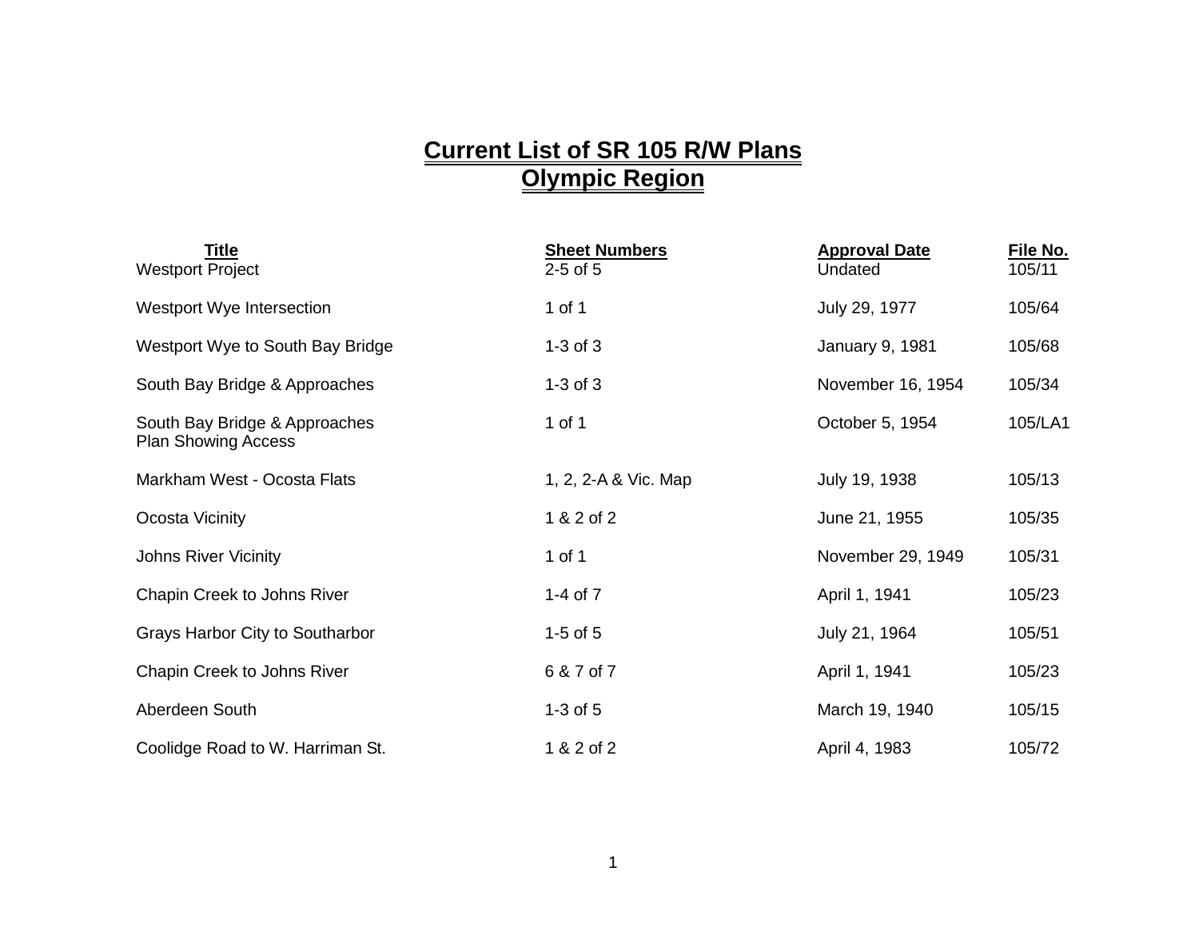# Current List of SR 105 R/W Plans
# Olympic Region

| Title | Sheet Numbers | Approval Date | File No. |
|---|---|---|---|
| Westport Project | 2-5 of 5 | Undated | 105/11 |
| Westport Wye Intersection | 1 of 1 | July 29, 1977 | 105/64 |
| Westport Wye to South Bay Bridge | 1-3 of 3 | January 9, 1981 | 105/68 |
| South Bay Bridge & Approaches | 1-3 of 3 | November 16, 1954 | 105/34 |
| South Bay Bridge & Approaches Plan Showing Access | 1 of 1 | October 5, 1954 | 105/LA1 |
| Markham West - Ocosta Flats | 1, 2, 2-A & Vic. Map | July 19, 1938 | 105/13 |
| Ocosta Vicinity | 1 & 2 of 2 | June 21, 1955 | 105/35 |
| Johns River Vicinity | 1 of 1 | November 29, 1949 | 105/31 |
| Chapin Creek to Johns River | 1-4 of 7 | April 1, 1941 | 105/23 |
| Grays Harbor City to Southarbor | 1-5 of 5 | July 21, 1964 | 105/51 |
| Chapin Creek to Johns River | 6 & 7 of 7 | April 1, 1941 | 105/23 |
| Aberdeen South | 1-3 of 5 | March 19, 1940 | 105/15 |
| Coolidge Road to W. Harriman St. | 1 & 2 of 2 | April 4, 1983 | 105/72 |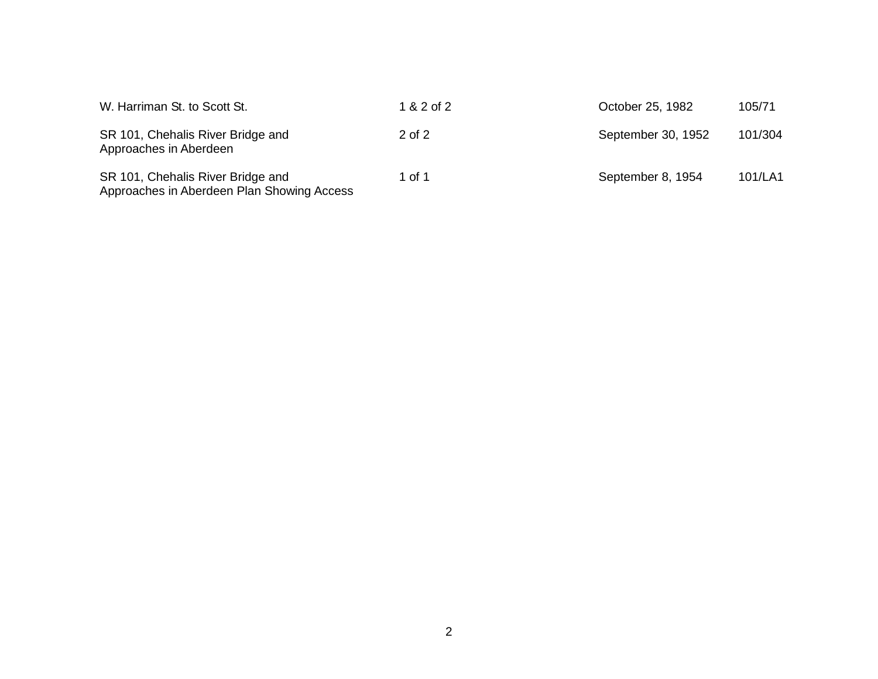| | | | |
|---|---|---|---|
| W. Harriman St. to Scott St. | 1 & 2 of 2 | October 25, 1982 | 105/71 |
| SR 101, Chehalis River Bridge and Approaches in Aberdeen | 2 of 2 | September 30, 1952 | 101/304 |
| SR 101, Chehalis River Bridge and Approaches in Aberdeen Plan Showing Access | 1 of 1 | September 8, 1954 | 101/LA1 |